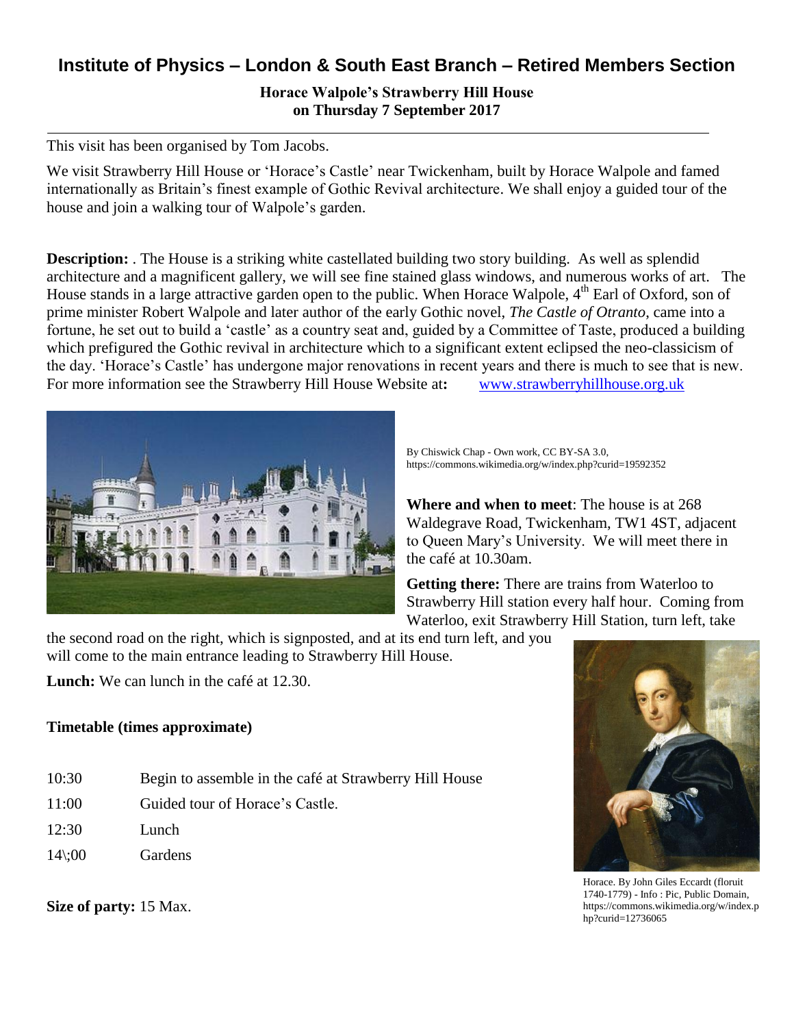# Institute of Physics – London & South East Branch – Retired Members Section

**Horace Walpole's Strawberry Hill House**
**on Thursday 7 September 2017**

---

This visit has been organised by Tom Jacobs.

We visit Strawberry Hill House or 'Horace's Castle' near Twickenham, built by Horace Walpole and famed internationally as Britain's finest example of Gothic Revival architecture. We shall enjoy a guided tour of the house and join a walking tour of Walpole's garden.

**Description:** . The House is a striking white castellated building two story building. As well as splendid architecture and a magnificent gallery, we will see fine stained glass windows, and numerous works of art. The House stands in a large attractive garden open to the public. When Horace Walpole, 4th Earl of Oxford, son of prime minister Robert Walpole and later author of the early Gothic novel, *The Castle of Otranto*, came into a fortune, he set out to build a 'castle' as a country seat and, guided by a Committee of Taste, produced a building which prefigured the Gothic revival in architecture which to a significant extent eclipsed the neo-classicism of the day. 'Horace's Castle' has undergone major renovations in recent years and there is much to see that is new. For more information see the Strawberry Hill House Website at**:** www.strawberryhillhouse.org.uk

By Chiswick Chap - Own work, CC BY-SA 3.0, https://commons.wikimedia.org/w/index.php?curid=19592352

**Where and when to meet**: The house is at 268 Waldegrave Road, Twickenham, TW1 4ST, adjacent to Queen Mary's University. We will meet there in the café at 10.30am.

**Getting there:** There are trains from Waterloo to Strawberry Hill station every half hour. Coming from Waterloo, exit Strawberry Hill Station, turn left, take the second road on the right, which is signposted, and at its end turn left, and you will come to the main entrance leading to Strawberry Hill House.

**Lunch:** We can lunch in the café at 12.30.

**Timetable (times approximate)**

| | |
|---|---|
| 10:30 | Begin to assemble in the café at Strawberry Hill House |
| 11:00 | Guided tour of Horace's Castle. |
| 12:30 | Lunch |
| 14\;00 | Gardens |

**Size of party:** 15 Max.

Horace. By John Giles Eccardt (floruit 1740-1779) - Info : Pic, Public Domain, https://commons.wikimedia.org/w/index.php?curid=12736065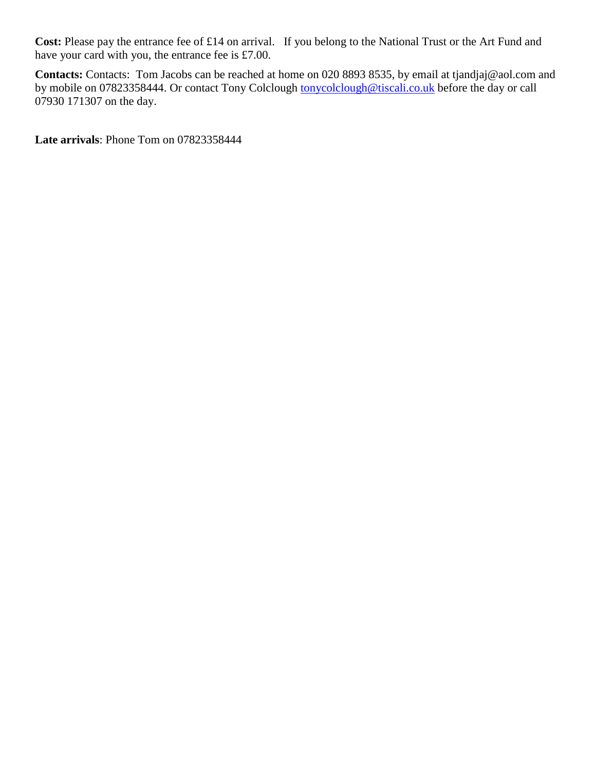**Cost:** Please pay the entrance fee of £14 on arrival. If you belong to the National Trust or the Art Fund and have your card with you, the entrance fee is £7.00.

**Contacts:** Contacts: Tom Jacobs can be reached at home on 020 8893 8535, by email at tjandjaj@aol.com and by mobile on 07823358444. Or contact Tony Colclough tonycolclough@tiscali.co.uk before the day or call 07930 171307 on the day.

**Late arrivals**: Phone Tom on 07823358444